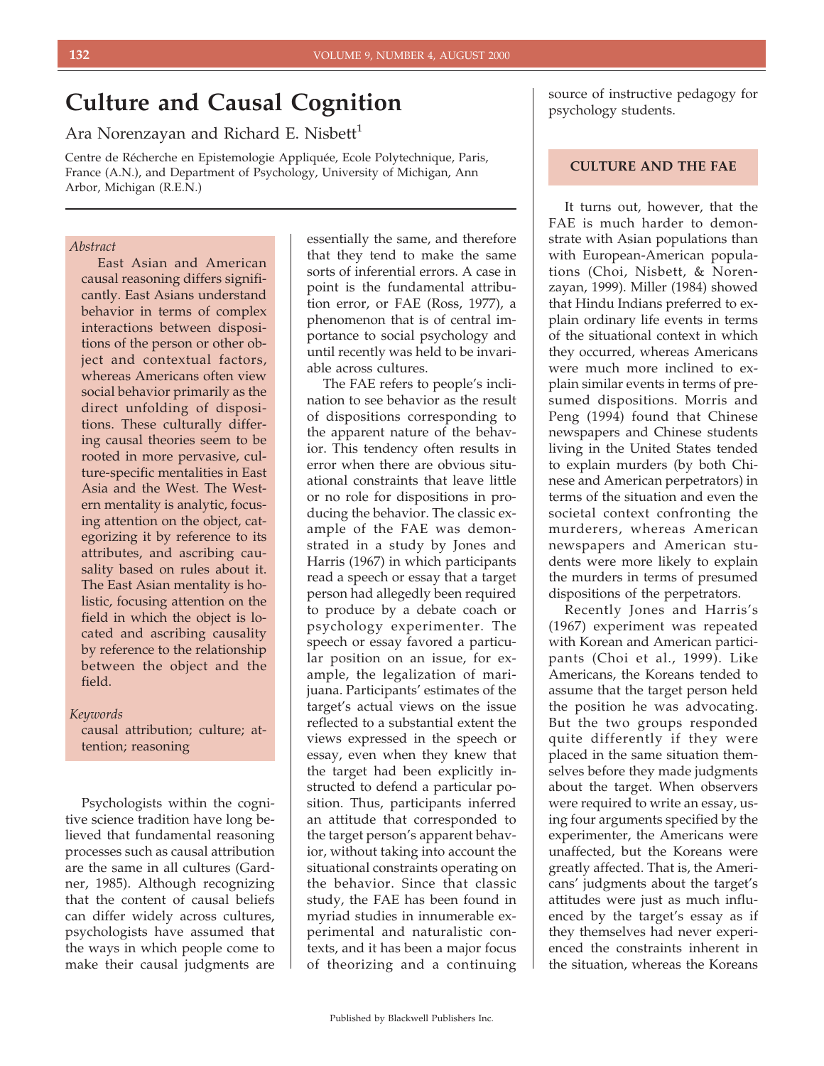# Culture and Causal Cognition

Ara Norenzayan and Richard E. Nisbett[1]

Centre de Récherche en Epistemologie Appliquée, Ecole Polytechnique, Paris, France (A.N.), and Department of Psychology, University of Michigan, Ann Arbor, Michigan (R.E.N.)

*Abstract*

East Asian and American causal reasoning differs significantly. East Asians understand behavior in terms of complex interactions between dispositions of the person or other object and contextual factors, whereas Americans often view social behavior primarily as the direct unfolding of dispositions. These culturally differing causal theories seem to be rooted in more pervasive, culture-specific mentalities in East Asia and the West. The Western mentality is analytic, focusing attention on the object, categorizing it by reference to its attributes, and ascribing causality based on rules about it. The East Asian mentality is holistic, focusing attention on the field in which the object is located and ascribing causality by reference to the relationship between the object and the field.

*Keywords*

causal attribution; culture; attention; reasoning

Psychologists within the cognitive science tradition have long believed that fundamental reasoning processes such as causal attribution are the same in all cultures (Gardner, 1985). Although recognizing that the content of causal beliefs can differ widely across cultures, psychologists have assumed that the ways in which people come to make their causal judgments are essentially the same, and therefore that they tend to make the same sorts of inferential errors. A case in point is the fundamental attribution error, or FAE (Ross, 1977), a phenomenon that is of central importance to social psychology and until recently was held to be invariable across cultures.

The FAE refers to people's inclination to see behavior as the result of dispositions corresponding to the apparent nature of the behavior. This tendency often results in error when there are obvious situational constraints that leave little or no role for dispositions in producing the behavior. The classic example of the FAE was demonstrated in a study by Jones and Harris (1967) in which participants read a speech or essay that a target person had allegedly been required to produce by a debate coach or psychology experimenter. The speech or essay favored a particular position on an issue, for example, the legalization of marijuana. Participants' estimates of the target's actual views on the issue reflected to a substantial extent the views expressed in the speech or essay, even when they knew that the target had been explicitly instructed to defend a particular position. Thus, participants inferred an attitude that corresponded to the target person's apparent behavior, without taking into account the situational constraints operating on the behavior. Since that classic study, the FAE has been found in myriad studies in innumerable experimental and naturalistic contexts, and it has been a major focus of theorizing and a continuing source of instructive pedagogy for psychology students.

## CULTURE AND THE FAE

It turns out, however, that the FAE is much harder to demonstrate with Asian populations than with European-American populations (Choi, Nisbett, & Norenzayan, 1999). Miller (1984) showed that Hindu Indians preferred to explain ordinary life events in terms of the situational context in which they occurred, whereas Americans were much more inclined to explain similar events in terms of presumed dispositions. Morris and Peng (1994) found that Chinese newspapers and Chinese students living in the United States tended to explain murders (by both Chinese and American perpetrators) in terms of the situation and even the societal context confronting the murderers, whereas American newspapers and American students were more likely to explain the murders in terms of presumed dispositions of the perpetrators.

Recently Jones and Harris's (1967) experiment was repeated with Korean and American participants (Choi et al., 1999). Like Americans, the Koreans tended to assume that the target person held the position he was advocating. But the two groups responded quite differently if they were placed in the same situation themselves before they made judgments about the target. When observers were required to write an essay, using four arguments specified by the experimenter, the Americans were unaffected, but the Koreans were greatly affected. That is, the Americans' judgments about the target's attitudes were just as much influenced by the target's essay as if they themselves had never experienced the constraints inherent in the situation, whereas the Koreans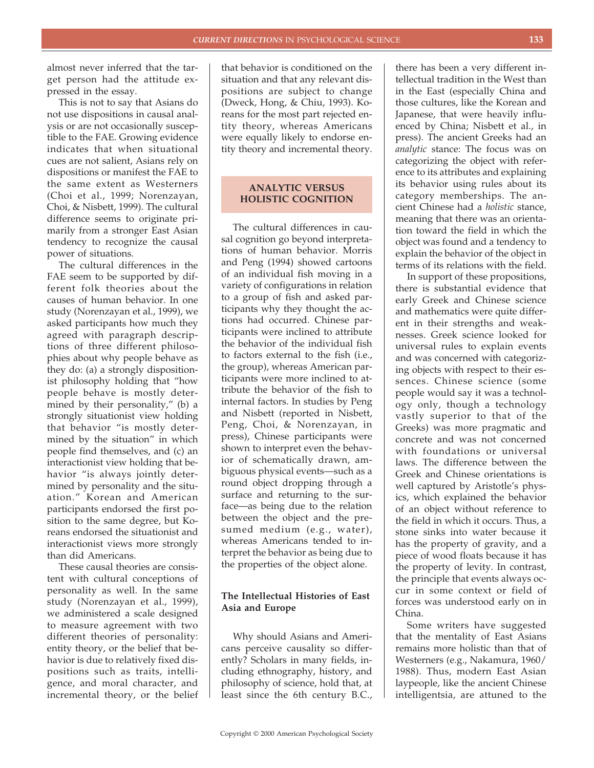almost never inferred that the target person had the attitude expressed in the essay.

This is not to say that Asians do not use dispositions in causal analysis or are not occasionally susceptible to the FAE. Growing evidence indicates that when situational cues are not salient, Asians rely on dispositions or manifest the FAE to the same extent as Westerners (Choi et al., 1999; Norenzayan, Choi, & Nisbett, 1999). The cultural difference seems to originate primarily from a stronger East Asian tendency to recognize the causal power of situations.

The cultural differences in the FAE seem to be supported by different folk theories about the causes of human behavior. In one study (Norenzayan et al., 1999), we asked participants how much they agreed with paragraph descriptions of three different philosophies about why people behave as they do: (a) a strongly dispositionist philosophy holding that "how people behave is mostly determined by their personality," (b) a strongly situationist view holding that behavior "is mostly determined by the situation" in which people find themselves, and (c) an interactionist view holding that behavior "is always jointly determined by personality and the situation." Korean and American participants endorsed the first position to the same degree, but Koreans endorsed the situationist and interactionist views more strongly than did Americans.

These causal theories are consistent with cultural conceptions of personality as well. In the same study (Norenzayan et al., 1999), we administered a scale designed to measure agreement with two different theories of personality: entity theory, or the belief that behavior is due to relatively fixed dispositions such as traits, intelligence, and moral character, and incremental theory, or the belief that behavior is conditioned on the situation and that any relevant dispositions are subject to change (Dweck, Hong, & Chiu, 1993). Koreans for the most part rejected entity theory, whereas Americans were equally likely to endorse entity theory and incremental theory.

## ANALYTIC VERSUS HOLISTIC COGNITION

The cultural differences in causal cognition go beyond interpretations of human behavior. Morris and Peng (1994) showed cartoons of an individual fish moving in a variety of configurations in relation to a group of fish and asked participants why they thought the actions had occurred. Chinese participants were inclined to attribute the behavior of the individual fish to factors external to the fish (i.e., the group), whereas American participants were more inclined to attribute the behavior of the fish to internal factors. In studies by Peng and Nisbett (reported in Nisbett, Peng, Choi, & Norenzayan, in press), Chinese participants were shown to interpret even the behavior of schematically drawn, ambiguous physical events—such as a round object dropping through a surface and returning to the surface—as being due to the relation between the object and the presumed medium (e.g., water), whereas Americans tended to interpret the behavior as being due to the properties of the object alone.

### The Intellectual Histories of East Asia and Europe

Why should Asians and Americans perceive causality so differently? Scholars in many fields, including ethnography, history, and philosophy of science, hold that, at least since the 6th century B.C., there has been a very different intellectual tradition in the West than in the East (especially China and those cultures, like the Korean and Japanese, that were heavily influenced by China; Nisbett et al., in press). The ancient Greeks had an *analytic* stance: The focus was on categorizing the object with reference to its attributes and explaining its behavior using rules about its category memberships. The ancient Chinese had a *holistic* stance, meaning that there was an orientation toward the field in which the object was found and a tendency to explain the behavior of the object in terms of its relations with the field.

In support of these propositions, there is substantial evidence that early Greek and Chinese science and mathematics were quite different in their strengths and weaknesses. Greek science looked for universal rules to explain events and was concerned with categorizing objects with respect to their essences. Chinese science (some people would say it was a technology only, though a technology vastly superior to that of the Greeks) was more pragmatic and concrete and was not concerned with foundations or universal laws. The difference between the Greek and Chinese orientations is well captured by Aristotle's physics, which explained the behavior of an object without reference to the field in which it occurs. Thus, a stone sinks into water because it has the property of gravity, and a piece of wood floats because it has the property of levity. In contrast, the principle that events always occur in some context or field of forces was understood early on in China.

Some writers have suggested that the mentality of East Asians remains more holistic than that of Westerners (e.g., Nakamura, 1960/1988). Thus, modern East Asian laypeople, like the ancient Chinese intelligentsia, are attuned to the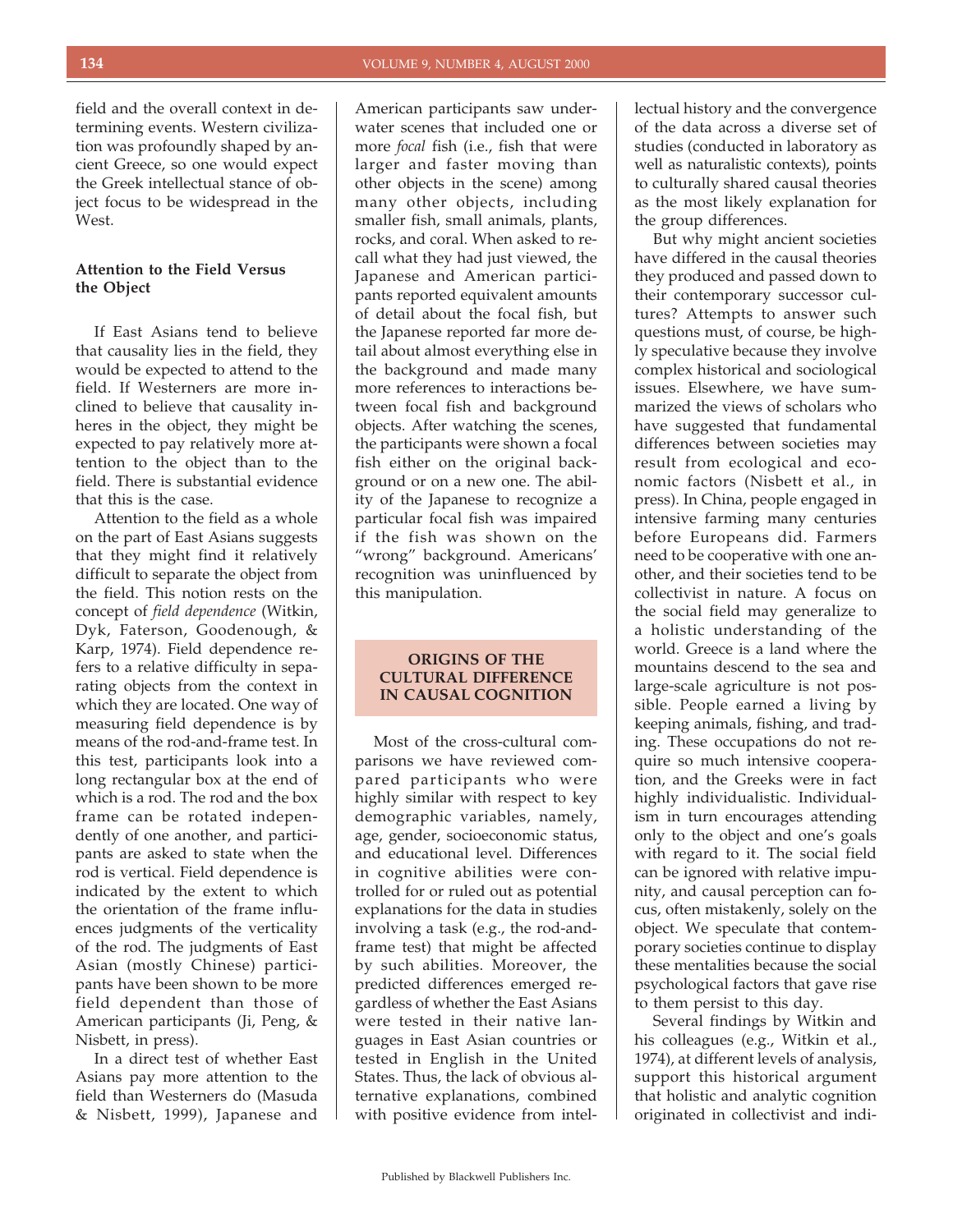field and the overall context in determining events. Western civilization was profoundly shaped by ancient Greece, so one would expect the Greek intellectual stance of object focus to be widespread in the West.

### Attention to the Field Versus the Object

If East Asians tend to believe that causality lies in the field, they would be expected to attend to the field. If Westerners are more inclined to believe that causality inheres in the object, they might be expected to pay relatively more attention to the object than to the field. There is substantial evidence that this is the case.

Attention to the field as a whole on the part of East Asians suggests that they might find it relatively difficult to separate the object from the field. This notion rests on the concept of *field dependence* (Witkin, Dyk, Faterson, Goodenough, & Karp, 1974). Field dependence refers to a relative difficulty in separating objects from the context in which they are located. One way of measuring field dependence is by means of the rod-and-frame test. In this test, participants look into a long rectangular box at the end of which is a rod. The rod and the box frame can be rotated independently of one another, and participants are asked to state when the rod is vertical. Field dependence is indicated by the extent to which the orientation of the frame influences judgments of the verticality of the rod. The judgments of East Asian (mostly Chinese) participants have been shown to be more field dependent than those of American participants (Ji, Peng, & Nisbett, in press).

In a direct test of whether East Asians pay more attention to the field than Westerners do (Masuda & Nisbett, 1999), Japanese and American participants saw underwater scenes that included one or more *focal* fish (i.e., fish that were larger and faster moving than other objects in the scene) among many other objects, including smaller fish, small animals, plants, rocks, and coral. When asked to recall what they had just viewed, the Japanese and American participants reported equivalent amounts of detail about the focal fish, but the Japanese reported far more detail about almost everything else in the background and made many more references to interactions between focal fish and background objects. After watching the scenes, the participants were shown a focal fish either on the original background or on a new one. The ability of the Japanese to recognize a particular focal fish was impaired if the fish was shown on the "wrong" background. Americans' recognition was uninfluenced by this manipulation.

## ORIGINS OF THE CULTURAL DIFFERENCE IN CAUSAL COGNITION

Most of the cross-cultural comparisons we have reviewed compared participants who were highly similar with respect to key demographic variables, namely, age, gender, socioeconomic status, and educational level. Differences in cognitive abilities were controlled for or ruled out as potential explanations for the data in studies involving a task (e.g., the rod-and-frame test) that might be affected by such abilities. Moreover, the predicted differences emerged regardless of whether the East Asians were tested in their native languages in East Asian countries or tested in English in the United States. Thus, the lack of obvious alternative explanations, combined with positive evidence from intellectual history and the convergence of the data across a diverse set of studies (conducted in laboratory as well as naturalistic contexts), points to culturally shared causal theories as the most likely explanation for the group differences.

But why might ancient societies have differed in the causal theories they produced and passed down to their contemporary successor cultures? Attempts to answer such questions must, of course, be highly speculative because they involve complex historical and sociological issues. Elsewhere, we have summarized the views of scholars who have suggested that fundamental differences between societies may result from ecological and economic factors (Nisbett et al., in press). In China, people engaged in intensive farming many centuries before Europeans did. Farmers need to be cooperative with one another, and their societies tend to be collectivist in nature. A focus on the social field may generalize to a holistic understanding of the world. Greece is a land where the mountains descend to the sea and large-scale agriculture is not possible. People earned a living by keeping animals, fishing, and trading. These occupations do not require so much intensive cooperation, and the Greeks were in fact highly individualistic. Individualism in turn encourages attending only to the object and one's goals with regard to it. The social field can be ignored with relative impunity, and causal perception can focus, often mistakenly, solely on the object. We speculate that contemporary societies continue to display these mentalities because the social psychological factors that gave rise to them persist to this day.

Several findings by Witkin and his colleagues (e.g., Witkin et al., 1974), at different levels of analysis, support this historical argument that holistic and analytic cognition originated in collectivist and indi-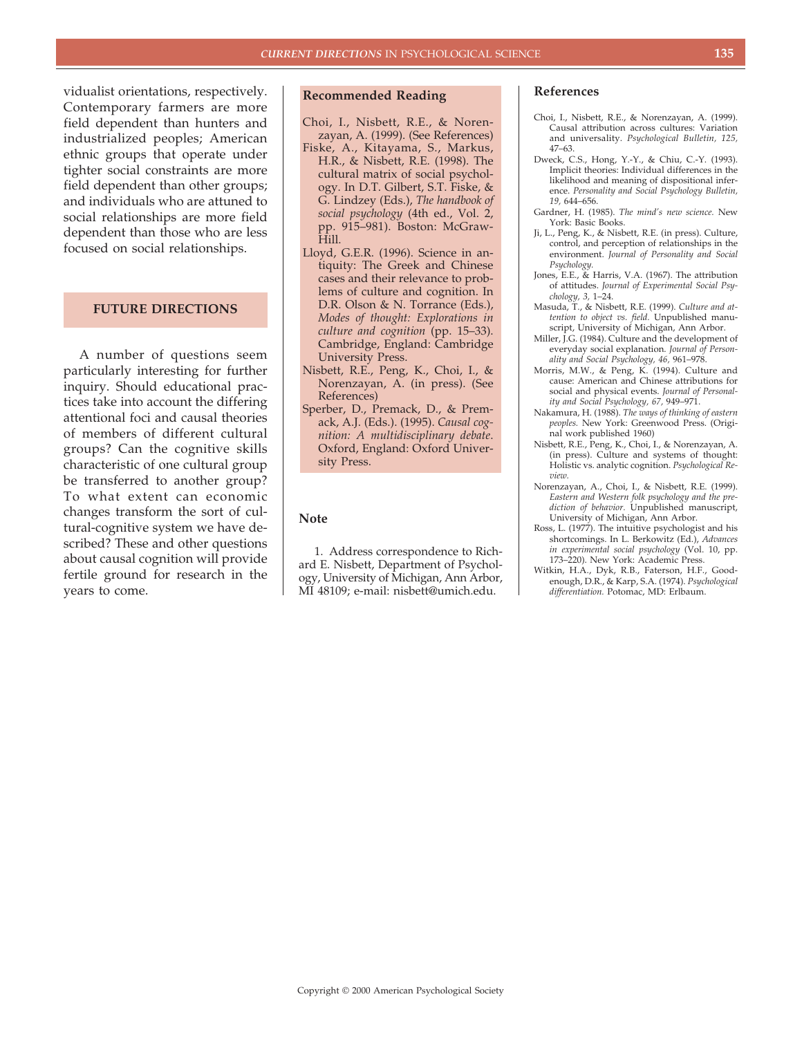vidualist orientations, respectively. Contemporary farmers are more field dependent than hunters and industrialized peoples; American ethnic groups that operate under tighter social constraints are more field dependent than other groups; and individuals who are attuned to social relationships are more field dependent than those who are less focused on social relationships.

## FUTURE DIRECTIONS

A number of questions seem particularly interesting for further inquiry. Should educational practices take into account the differing attentional foci and causal theories of members of different cultural groups? Can the cognitive skills characteristic of one cultural group be transferred to another group? To what extent can economic changes transform the sort of cultural-cognitive system we have described? These and other questions about causal cognition will provide fertile ground for research in the years to come.

## Recommended Reading

Choi, I., Nisbett, R.E., & Norenzayan, A. (1999). (See References)

Fiske, A., Kitayama, S., Markus, H.R., & Nisbett, R.E. (1998). The cultural matrix of social psychology. In D.T. Gilbert, S.T. Fiske, & G. Lindzey (Eds.), *The handbook of social psychology* (4th ed., Vol. 2, pp. 915–981). Boston: McGraw-Hill.

Lloyd, G.E.R. (1996). Science in antiquity: The Greek and Chinese cases and their relevance to problems of culture and cognition. In D.R. Olson & N. Torrance (Eds.), *Modes of thought: Explorations in culture and cognition* (pp. 15–33). Cambridge, England: Cambridge University Press.

Nisbett, R.E., Peng, K., Choi, I., & Norenzayan, A. (in press). (See References)

Sperber, D., Premack, D., & Premack, A.J. (Eds.). (1995). *Causal cognition: A multidisciplinary debate*. Oxford, England: Oxford University Press.

## Note

1. Address correspondence to Richard E. Nisbett, Department of Psychology, University of Michigan, Ann Arbor, MI 48109; e-mail: nisbett@umich.edu.

## References

Choi, I., Nisbett, R.E., & Norenzayan, A. (1999). Causal attribution across cultures: Variation and universality. *Psychological Bulletin, 125,* 47–63.

Dweck, C.S., Hong, Y.-Y., & Chiu, C.-Y. (1993). Implicit theories: Individual differences in the likelihood and meaning of dispositional inference. *Personality and Social Psychology Bulletin, 19,* 644–656.

Gardner, H. (1985). *The mind's new science.* New York: Basic Books.

Ji, L., Peng, K., & Nisbett, R.E. (in press). Culture, control, and perception of relationships in the environment. *Journal of Personality and Social Psychology.*

Jones, E.E., & Harris, V.A. (1967). The attribution of attitudes. *Journal of Experimental Social Psychology, 3,* 1–24.

Masuda, T., & Nisbett, R.E. (1999). *Culture and attention to object vs. field.* Unpublished manuscript, University of Michigan, Ann Arbor.

Miller, J.G. (1984). Culture and the development of everyday social explanation. *Journal of Personality and Social Psychology, 46,* 961–978.

Morris, M.W., & Peng, K. (1994). Culture and cause: American and Chinese attributions for social and physical events. *Journal of Personality and Social Psychology, 67,* 949–971.

Nakamura, H. (1988). *The ways of thinking of eastern peoples.* New York: Greenwood Press. (Original work published 1960)

Nisbett, R.E., Peng, K., Choi, I., & Norenzayan, A. (in press). Culture and systems of thought: Holistic vs. analytic cognition. *Psychological Review.*

Norenzayan, A., Choi, I., & Nisbett, R.E. (1999). *Eastern and Western folk psychology and the prediction of behavior.* Unpublished manuscript, University of Michigan, Ann Arbor.

Ross, L. (1977). The intuitive psychologist and his shortcomings. In L. Berkowitz (Ed.), *Advances in experimental social psychology* (Vol. 10, pp. 173–220). New York: Academic Press.

Witkin, H.A., Dyk, R.B., Faterson, H.F., Goodenough, D.R., & Karp, S.A. (1974). *Psychological differentiation.* Potomac, MD: Erlbaum.